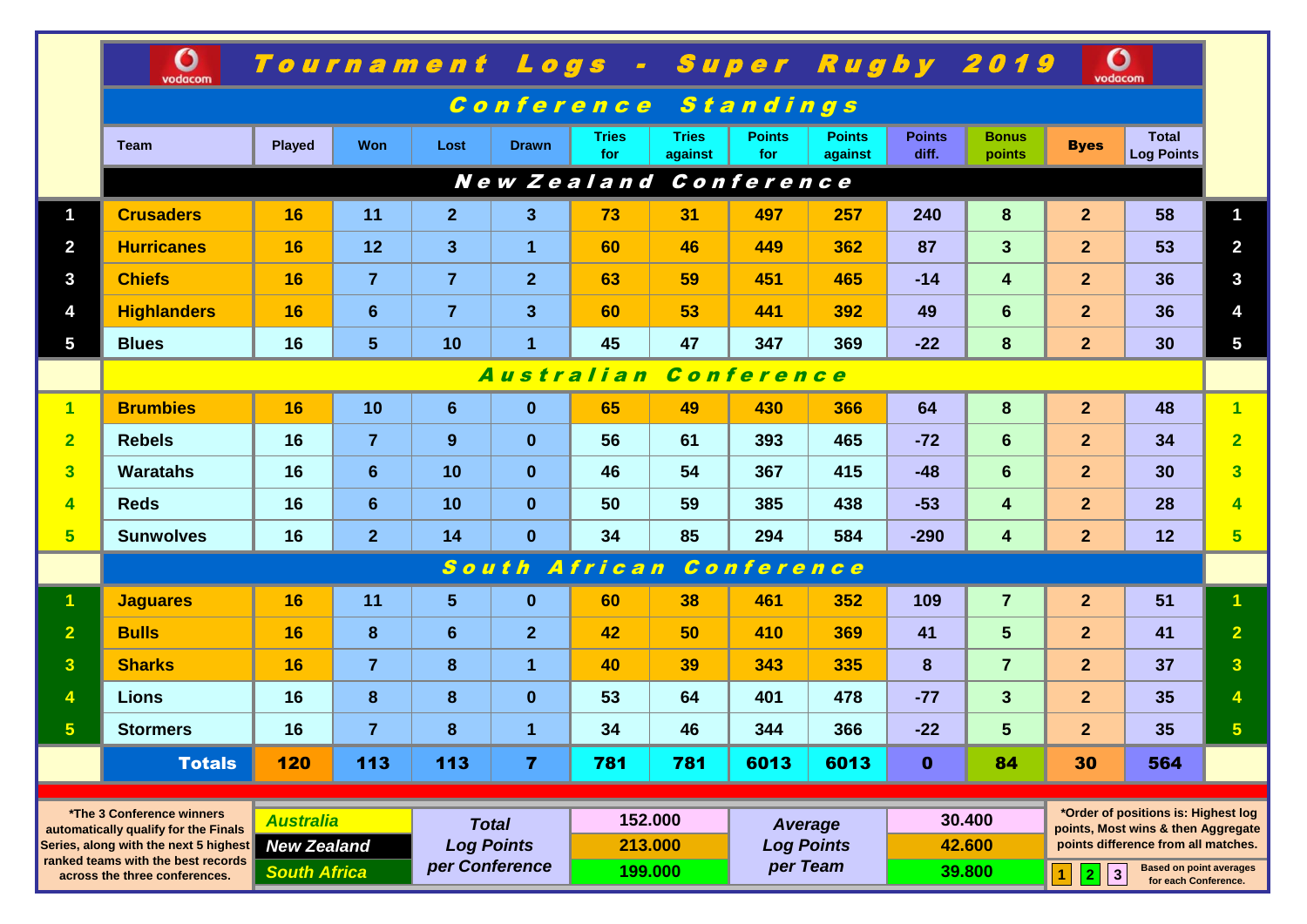# Tournament Logs - Super Rugby 2019

## Conference Standings

| # | Team | Played | Won | Lost | Drawn | Tries for | Tries against | Points for | Points against | Points diff. | Bonus points | Byes | Total Log Points | # |
|---|---|---|---|---|---|---|---|---|---|---|---|---|---|---|
| | **New Zealand Conference** | | | | | | | | | | | | | |
| 1 | Crusaders | 16 | 11 | 2 | 3 | 73 | 31 | 497 | 257 | 240 | 8 | 2 | 58 | 1 |
| 2 | Hurricanes | 16 | 12 | 3 | 1 | 60 | 46 | 449 | 362 | 87 | 3 | 2 | 53 | 2 |
| 3 | Chiefs | 16 | 7 | 7 | 2 | 63 | 59 | 451 | 465 | -14 | 4 | 2 | 36 | 3 |
| 4 | Highlanders | 16 | 6 | 7 | 3 | 60 | 53 | 441 | 392 | 49 | 6 | 2 | 36 | 4 |
| 5 | Blues | 16 | 5 | 10 | 1 | 45 | 47 | 347 | 369 | -22 | 8 | 2 | 30 | 5 |
| | **Australian Conference** | | | | | | | | | | | | | |
| 1 | Brumbies | 16 | 10 | 6 | 0 | 65 | 49 | 430 | 366 | 64 | 8 | 2 | 48 | 1 |
| 2 | Rebels | 16 | 7 | 9 | 0 | 56 | 61 | 393 | 465 | -72 | 6 | 2 | 34 | 2 |
| 3 | Waratahs | 16 | 6 | 10 | 0 | 46 | 54 | 367 | 415 | -48 | 6 | 2 | 30 | 3 |
| 4 | Reds | 16 | 6 | 10 | 0 | 50 | 59 | 385 | 438 | -53 | 4 | 2 | 28 | 4 |
| 5 | Sunwolves | 16 | 2 | 14 | 0 | 34 | 85 | 294 | 584 | -290 | 4 | 2 | 12 | 5 |
| | **South African Conference** | | | | | | | | | | | | | |
| 1 | Jaguares | 16 | 11 | 5 | 0 | 60 | 38 | 461 | 352 | 109 | 7 | 2 | 51 | 1 |
| 2 | Bulls | 16 | 8 | 6 | 2 | 42 | 50 | 410 | 369 | 41 | 5 | 2 | 41 | 2 |
| 3 | Sharks | 16 | 7 | 8 | 1 | 40 | 39 | 343 | 335 | 8 | 7 | 2 | 37 | 3 |
| 4 | Lions | 16 | 8 | 8 | 0 | 53 | 64 | 401 | 478 | -77 | 3 | 2 | 35 | 4 |
| 5 | Stormers | 16 | 7 | 8 | 1 | 34 | 46 | 344 | 366 | -22 | 5 | 2 | 35 | 5 |
| | **Totals** | 120 | 113 | 113 | 7 | 781 | 781 | 6013 | 6013 | 0 | 84 | 30 | 564 | |

*The 3 Conference winners automatically qualify for the Finals Series, along with the next 5 highest ranked teams with the best records across the three conferences.

| Conference | Total Log Points per Conference | Average Log Points per Team |
|---|---|---|
| Australia | 152.000 | 30.400 |
| New Zealand | 213.000 | 42.600 |
| South Africa | 199.000 | 39.800 |

*Order of positions is: Highest log points, Most wins & then Aggregate points difference from all matches.

1 2 3 Based on point averages for each Conference.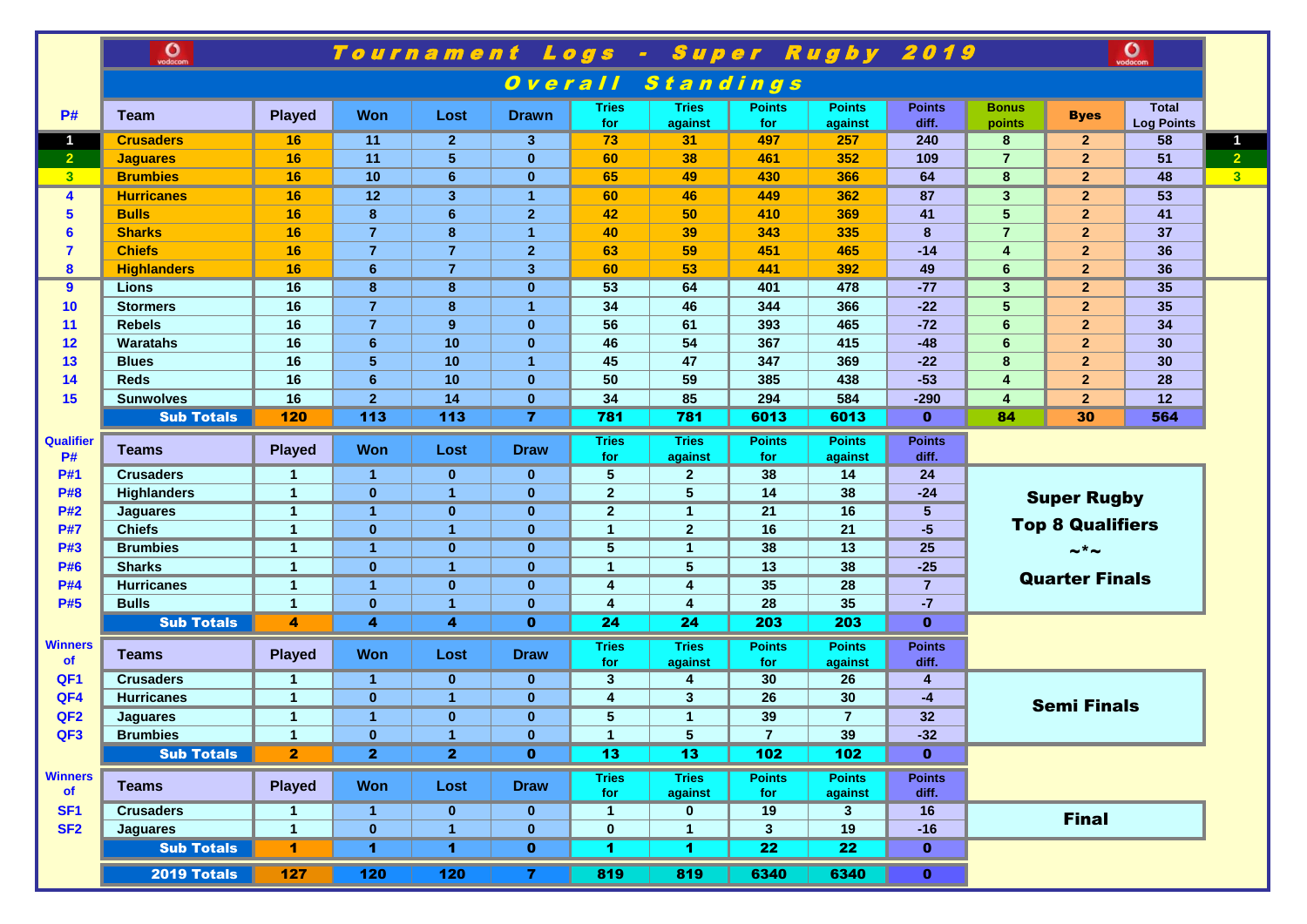# Tournament Logs - Super Rugby 2019

## Overall Standings

| P# | Team | Played | Won | Lost | Drawn | Tries for | Tries against | Points for | Points against | Points diff. | Bonus points | Byes | Total Log Points | |
|---|---|---|---|---|---|---|---|---|---|---|---|---|---|---|
| 1 | Crusaders | 16 | 11 | 2 | 3 | 73 | 31 | 497 | 257 | 240 | 8 | 2 | 58 | 1 |
| 2 | Jaguares | 16 | 11 | 5 | 0 | 60 | 38 | 461 | 352 | 109 | 7 | 2 | 51 | 2 |
| 3 | Brumbies | 16 | 10 | 6 | 0 | 65 | 49 | 430 | 366 | 64 | 8 | 2 | 48 | 3 |
| 4 | Hurricanes | 16 | 12 | 3 | 1 | 60 | 46 | 449 | 362 | 87 | 3 | 2 | 53 | |
| 5 | Bulls | 16 | 8 | 6 | 2 | 42 | 50 | 410 | 369 | 41 | 5 | 2 | 41 | |
| 6 | Sharks | 16 | 7 | 8 | 1 | 40 | 39 | 343 | 335 | 8 | 7 | 2 | 37 | |
| 7 | Chiefs | 16 | 7 | 7 | 2 | 63 | 59 | 451 | 465 | -14 | 4 | 2 | 36 | |
| 8 | Highlanders | 16 | 6 | 7 | 3 | 60 | 53 | 441 | 392 | 49 | 6 | 2 | 36 | |
| 9 | Lions | 16 | 8 | 8 | 0 | 53 | 64 | 401 | 478 | -77 | 3 | 2 | 35 | |
| 10 | Stormers | 16 | 7 | 8 | 1 | 34 | 46 | 344 | 366 | -22 | 5 | 2 | 35 | |
| 11 | Rebels | 16 | 7 | 9 | 0 | 56 | 61 | 393 | 465 | -72 | 6 | 2 | 34 | |
| 12 | Waratahs | 16 | 6 | 10 | 0 | 46 | 54 | 367 | 415 | -48 | 6 | 2 | 30 | |
| 13 | Blues | 16 | 5 | 10 | 1 | 45 | 47 | 347 | 369 | -22 | 8 | 2 | 30 | |
| 14 | Reds | 16 | 6 | 10 | 0 | 50 | 59 | 385 | 438 | -53 | 4 | 2 | 28 | |
| 15 | Sunwolves | 16 | 2 | 14 | 0 | 34 | 85 | 294 | 584 | -290 | 4 | 2 | 12 | |
| | **Sub Totals** | 120 | 113 | 113 | 7 | 781 | 781 | 6013 | 6013 | 0 | 84 | 30 | 564 | |

## Super Rugby Top 8 Qualifiers ~*~ Quarter Finals

| Qualifier P# | Teams | Played | Won | Lost | Draw | Tries for | Tries against | Points for | Points against | Points diff. |
|---|---|---|---|---|---|---|---|---|---|---|
| P#1 | Crusaders | 1 | 1 | 0 | 0 | 5 | 2 | 38 | 14 | 24 |
| P#8 | Highlanders | 1 | 0 | 1 | 0 | 2 | 5 | 14 | 38 | -24 |
| P#2 | Jaguares | 1 | 1 | 0 | 0 | 2 | 1 | 21 | 16 | 5 |
| P#7 | Chiefs | 1 | 0 | 1 | 0 | 1 | 2 | 16 | 21 | -5 |
| P#3 | Brumbies | 1 | 1 | 0 | 0 | 5 | 1 | 38 | 13 | 25 |
| P#6 | Sharks | 1 | 0 | 1 | 0 | 1 | 5 | 13 | 38 | -25 |
| P#4 | Hurricanes | 1 | 1 | 0 | 0 | 4 | 4 | 35 | 28 | 7 |
| P#5 | Bulls | 1 | 0 | 1 | 0 | 4 | 4 | 28 | 35 | -7 |
| | **Sub Totals** | 4 | 4 | 4 | 0 | 24 | 24 | 203 | 203 | 0 |

## Semi Finals

| Winners of | Teams | Played | Won | Lost | Draw | Tries for | Tries against | Points for | Points against | Points diff. |
|---|---|---|---|---|---|---|---|---|---|---|
| QF1 | Crusaders | 1 | 1 | 0 | 0 | 3 | 4 | 30 | 26 | 4 |
| QF4 | Hurricanes | 1 | 0 | 1 | 0 | 4 | 3 | 26 | 30 | -4 |
| QF2 | Jaguares | 1 | 1 | 0 | 0 | 5 | 1 | 39 | 7 | 32 |
| QF3 | Brumbies | 1 | 0 | 1 | 0 | 1 | 5 | 7 | 39 | -32 |
| | **Sub Totals** | 2 | 2 | 2 | 0 | 13 | 13 | 102 | 102 | 0 |

## Final

| Winners of | Teams | Played | Won | Lost | Draw | Tries for | Tries against | Points for | Points against | Points diff. |
|---|---|---|---|---|---|---|---|---|---|---|
| SF1 | Crusaders | 1 | 1 | 0 | 0 | 1 | 0 | 19 | 3 | 16 |
| SF2 | Jaguares | 1 | 0 | 1 | 0 | 0 | 1 | 3 | 19 | -16 |
| | **Sub Totals** | 1 | 1 | 1 | 0 | 1 | 1 | 22 | 22 | 0 |

| | Played | Won | Lost | Draw | Tries for | Tries against | Points for | Points against | Points diff. |
|---|---|---|---|---|---|---|---|---|---|
| **2019 Totals** | 127 | 120 | 120 | 7 | 819 | 819 | 6340 | 6340 | 0 |